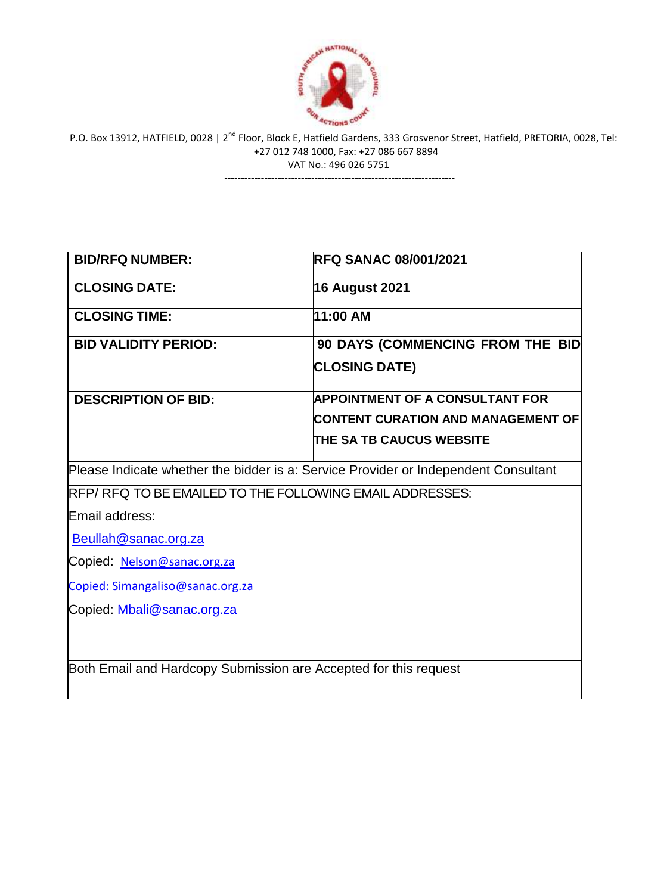P.O. Box 13912, HATFIELD, 0028 | 2nd Floor, Block E, Hatfield Gardens, 333 Grosvenor Street, Hatfield, PRETORIA, 0028, Tel: +27 012 748 1000, Fax: +27 086 667 8894
VAT No.: 496 026 5751

---

| **BID/RFQ NUMBER:** | **RFQ SANAC 08/001/2021** |
|---|---|
| **CLOSING DATE:** | **16 August 2021** |
| **CLOSING TIME:** | **11:00 AM** |
| **BID VALIDITY PERIOD:** | **90 DAYS (COMMENCING FROM THE BID CLOSING DATE)** |
| **DESCRIPTION OF BID:** | **APPOINTMENT OF A CONSULTANT FOR CONTENT CURATION AND MANAGEMENT OF THE SA TB CAUCUS WEBSITE** |

Please Indicate whether the bidder is a: Service Provider or Independent Consultant

RFP/ RFQ TO BE EMAILED TO THE FOLLOWING EMAIL ADDRESSES:

Email address:

Beullah@sanac.org.za

Copied: Nelson@sanac.org.za

Copied: Simangaliso@sanac.org.za

Copied: Mbali@sanac.org.za

Both Email and Hardcopy Submission are Accepted for this request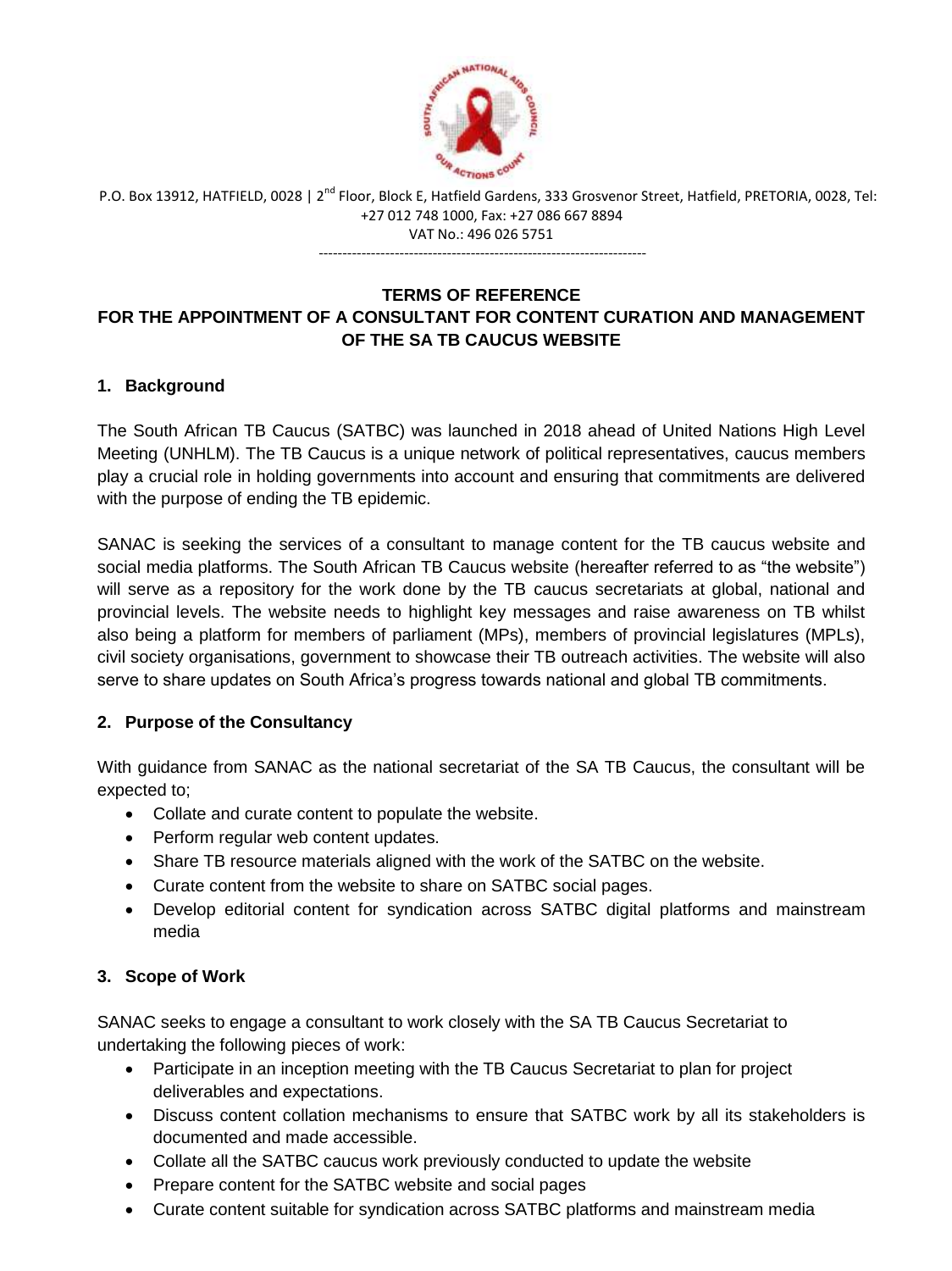P.O. Box 13912, HATFIELD, 0028 | 2nd Floor, Block E, Hatfield Gardens, 333 Grosvenor Street, Hatfield, PRETORIA, 0028, Tel: +27 012 748 1000, Fax: +27 086 667 8894
VAT No.: 496 026 5751

---

**TERMS OF REFERENCE**
**FOR THE APPOINTMENT OF A CONSULTANT FOR CONTENT CURATION AND MANAGEMENT OF THE SA TB CAUCUS WEBSITE**

## 1. Background

The South African TB Caucus (SATBC) was launched in 2018 ahead of United Nations High Level Meeting (UNHLM). The TB Caucus is a unique network of political representatives, caucus members play a crucial role in holding governments into account and ensuring that commitments are delivered with the purpose of ending the TB epidemic.

SANAC is seeking the services of a consultant to manage content for the TB caucus website and social media platforms. The South African TB Caucus website (hereafter referred to as "the website") will serve as a repository for the work done by the TB caucus secretariats at global, national and provincial levels. The website needs to highlight key messages and raise awareness on TB whilst also being a platform for members of parliament (MPs), members of provincial legislatures (MPLs), civil society organisations, government to showcase their TB outreach activities. The website will also serve to share updates on South Africa's progress towards national and global TB commitments.

## 2. Purpose of the Consultancy

With guidance from SANAC as the national secretariat of the SA TB Caucus, the consultant will be expected to;

- Collate and curate content to populate the website.
- Perform regular web content updates.
- Share TB resource materials aligned with the work of the SATBC on the website.
- Curate content from the website to share on SATBC social pages.
- Develop editorial content for syndication across SATBC digital platforms and mainstream media

## 3. Scope of Work

SANAC seeks to engage a consultant to work closely with the SA TB Caucus Secretariat to undertaking the following pieces of work:

- Participate in an inception meeting with the TB Caucus Secretariat to plan for project deliverables and expectations.
- Discuss content collation mechanisms to ensure that SATBC work by all its stakeholders is documented and made accessible.
- Collate all the SATBC caucus work previously conducted to update the website
- Prepare content for the SATBC website and social pages
- Curate content suitable for syndication across SATBC platforms and mainstream media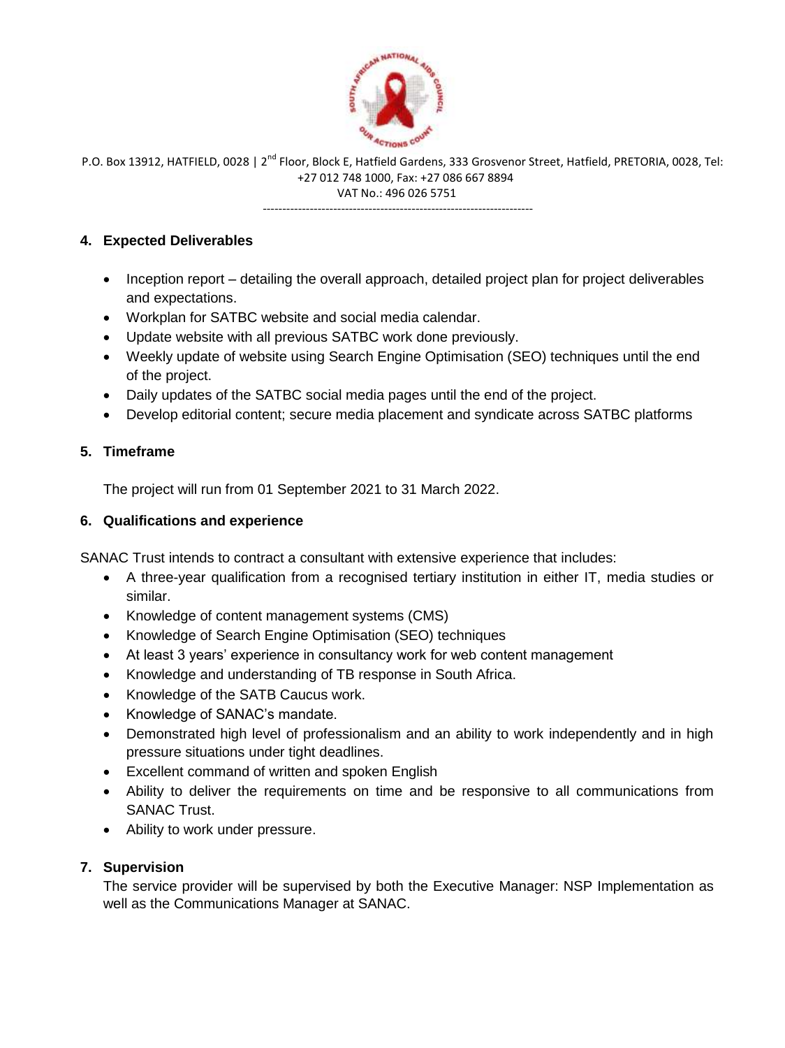## 4. Expected Deliverables

- Inception report – detailing the overall approach, detailed project plan for project deliverables and expectations.
- Workplan for SATBC website and social media calendar.
- Update website with all previous SATBC work done previously.
- Weekly update of website using Search Engine Optimisation (SEO) techniques until the end of the project.
- Daily updates of the SATBC social media pages until the end of the project.
- Develop editorial content; secure media placement and syndicate across SATBC platforms

## 5. Timeframe

The project will run from 01 September 2021 to 31 March 2022.

## 6. Qualifications and experience

SANAC Trust intends to contract a consultant with extensive experience that includes:

- A three-year qualification from a recognised tertiary institution in either IT, media studies or similar.
- Knowledge of content management systems (CMS)
- Knowledge of Search Engine Optimisation (SEO) techniques
- At least 3 years' experience in consultancy work for web content management
- Knowledge and understanding of TB response in South Africa.
- Knowledge of the SATB Caucus work.
- Knowledge of SANAC's mandate.
- Demonstrated high level of professionalism and an ability to work independently and in high pressure situations under tight deadlines.
- Excellent command of written and spoken English
- Ability to deliver the requirements on time and be responsive to all communications from SANAC Trust.
- Ability to work under pressure.

## 7. Supervision

The service provider will be supervised by both the Executive Manager: NSP Implementation as well as the Communications Manager at SANAC.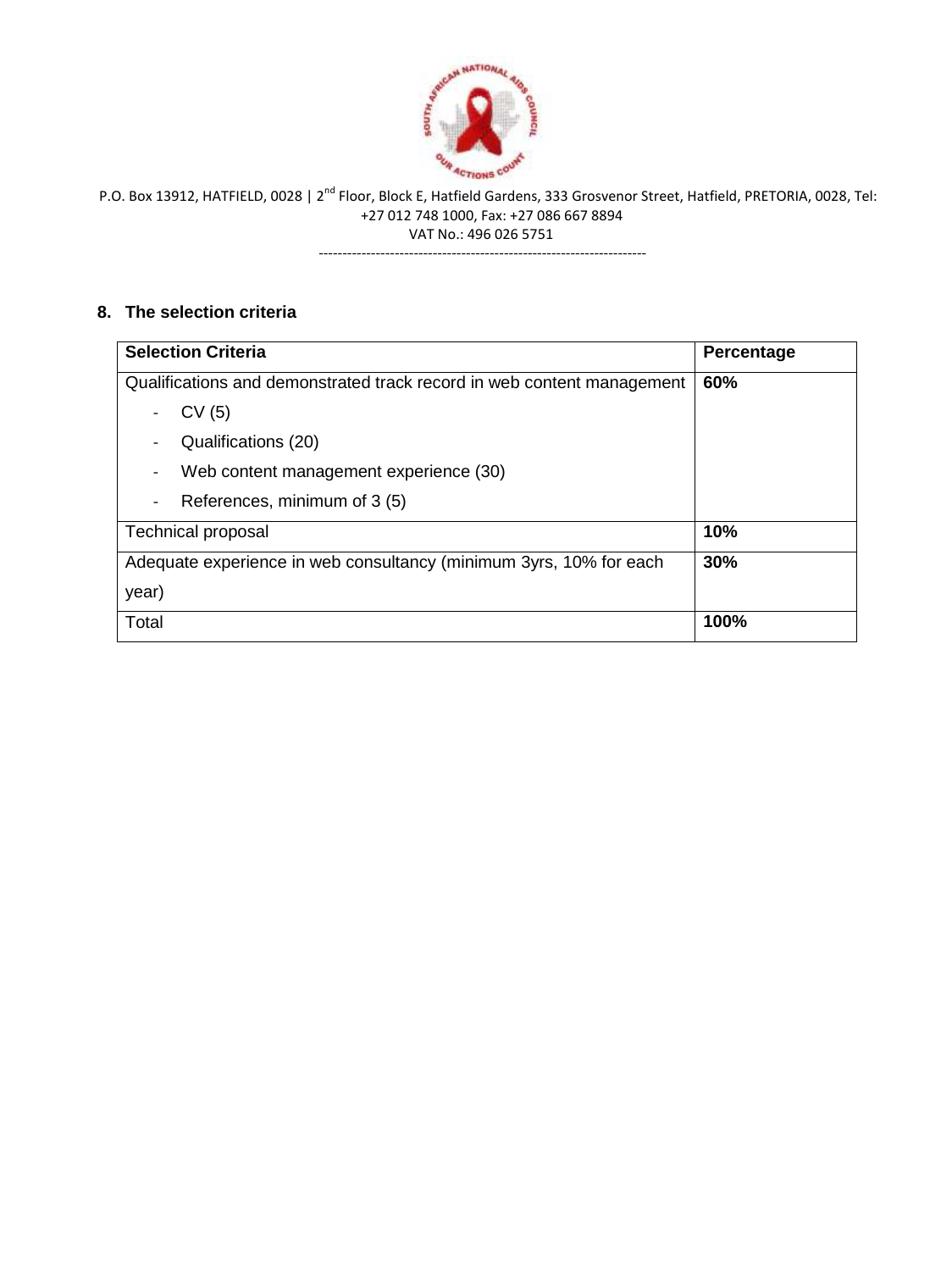## 8. The selection criteria

| Selection Criteria | Percentage |
|---|---|
| Qualifications and demonstrated track record in web content management<br>- CV (5)<br>- Qualifications (20)<br>- Web content management experience (30)<br>- References, minimum of 3 (5) | **60%** |
| Technical proposal | **10%** |
| Adequate experience in web consultancy (minimum 3yrs, 10% for each year) | **30%** |
| Total | **100%** |